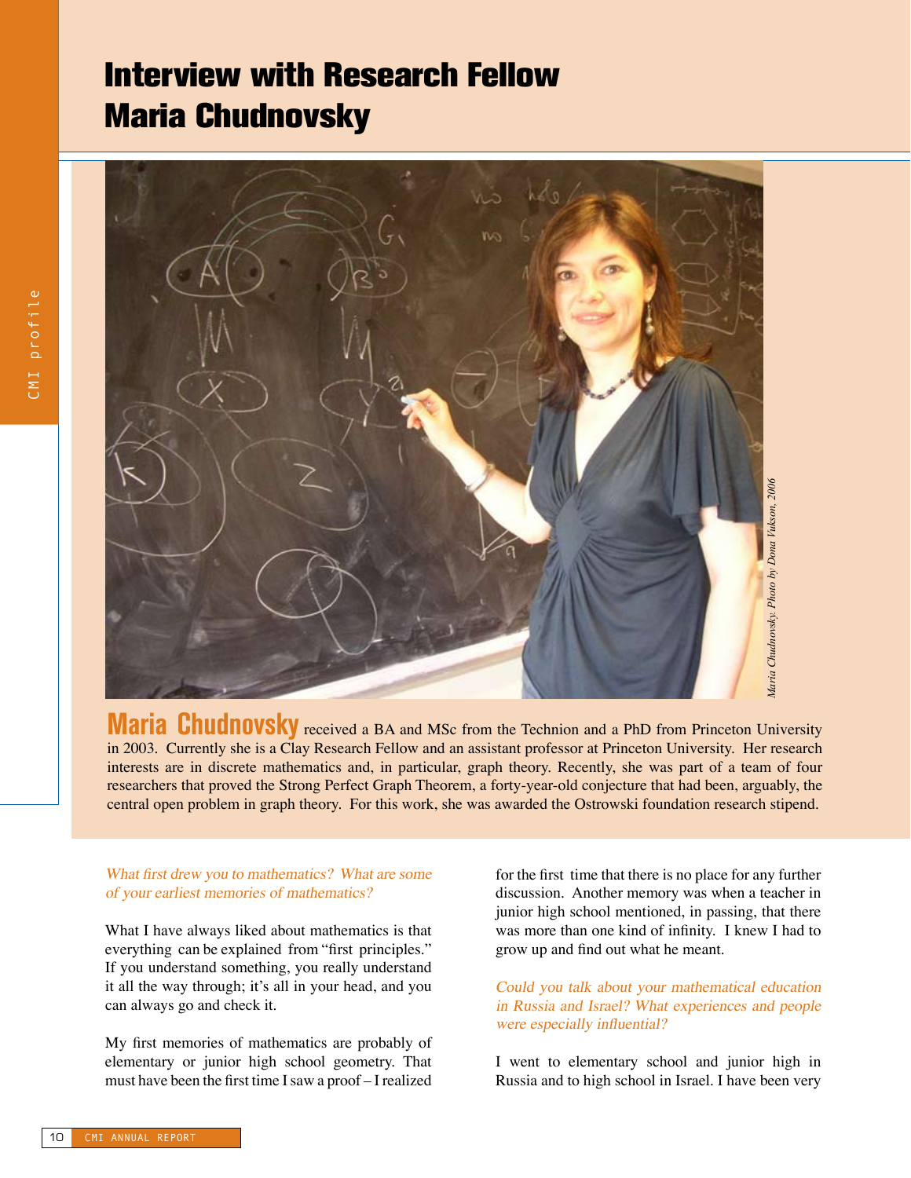# Interview with Research Fellow Maria Chudnovsky

*Maria Chudnovsky. Photo by Dona Vukson, 2006*

**Maria Chudnovsky** received a BA and MSc from the Technion and a PhD from Princeton University in 2003. Currently she is a Clay Research Fellow and an assistant professor at Princeton University. Her research interests are in discrete mathematics and, in particular, graph theory. Recently, she was part of a team of four researchers that proved the Strong Perfect Graph Theorem, a forty-year-old conjecture that had been, arguably, the central open problem in graph theory. For this work, she was awarded the Ostrowski foundation research stipend.

*What first drew you to mathematics? What are some of your earliest memories of mathematics?*

What I have always liked about mathematics is that everything can be explained from "first principles." If you understand something, you really understand it all the way through; it's all in your head, and you can always go and check it.

My first memories of mathematics are probably of elementary or junior high school geometry. That must have been the first time I saw a proof – I realized for the first time that there is no place for any further discussion. Another memory was when a teacher in junior high school mentioned, in passing, that there was more than one kind of infinity. I knew I had to grow up and find out what he meant.

*Could you talk about your mathematical education in Russia and Israel? What experiences and people were especially influential?*

I went to elementary school and junior high in Russia and to high school in Israel. I have been very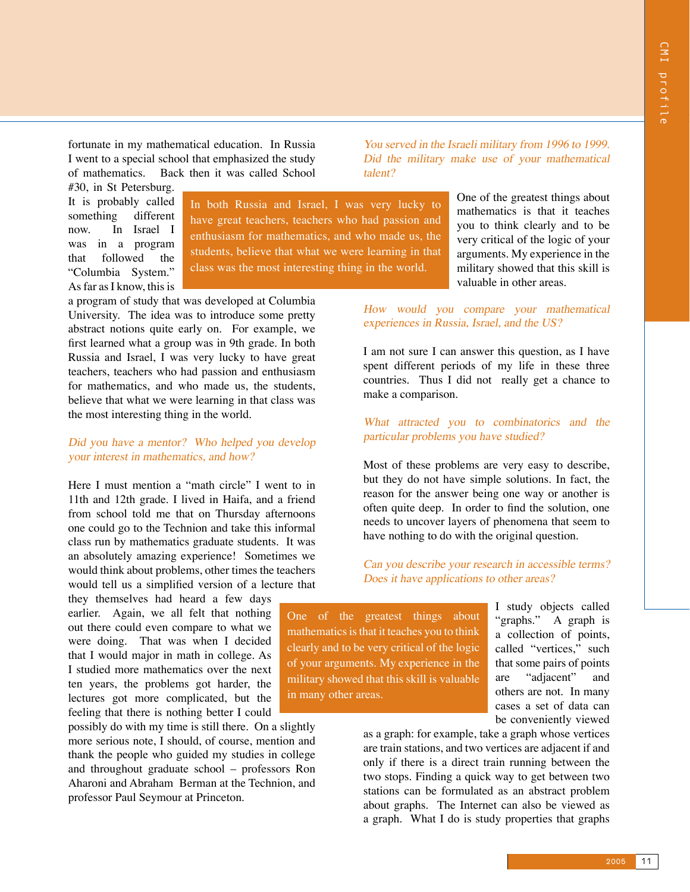fortunate in my mathematical education. In Russia I went to a special school that emphasized the study of mathematics. Back then it was called School #30, in St Petersburg. It is probably called something different now. In Israel I was in a program that followed the "Columbia System." As far as I know, this is a program of study that was developed at Columbia University. The idea was to introduce some pretty abstract notions quite early on. For example, we first learned what a group was in 9th grade. In both Russia and Israel, I was very lucky to have great teachers, teachers who had passion and enthusiasm for mathematics, and who made us, the students, believe that what we were learning in that class was the most interesting thing in the world.

> In both Russia and Israel, I was very lucky to have great teachers, teachers who had passion and enthusiasm for mathematics, and who made us, the students, believe that what we were learning in that class was the most interesting thing in the world.

*Did you have a mentor? Who helped you develop your interest in mathematics, and how?*

Here I must mention a "math circle" I went to in 11th and 12th grade. I lived in Haifa, and a friend from school told me that on Thursday afternoons one could go to the Technion and take this informal class run by mathematics graduate students. It was an absolutely amazing experience! Sometimes we would think about problems, other times the teachers would tell us a simplified version of a lecture that they themselves had heard a few days earlier. Again, we all felt that nothing out there could even compare to what we were doing. That was when I decided that I would major in math in college. As I studied more mathematics over the next ten years, the problems got harder, the lectures got more complicated, but the feeling that there is nothing better I could possibly do with my time is still there. On a slightly more serious note, I should, of course, mention and thank the people who guided my studies in college and throughout graduate school – professors Ron Aharoni and Abraham Berman at the Technion, and professor Paul Seymour at Princeton.

*You served in the Israeli military from 1996 to 1999. Did the military make use of your mathematical talent?*

One of the greatest things about mathematics is that it teaches you to think clearly and to be very critical of the logic of your arguments. My experience in the military showed that this skill is valuable in other areas.

*How would you compare your mathematical experiences in Russia, Israel, and the US?*

I am not sure I can answer this question, as I have spent different periods of my life in these three countries. Thus I did not really get a chance to make a comparison.

*What attracted you to combinatorics and the particular problems you have studied?*

Most of these problems are very easy to describe, but they do not have simple solutions. In fact, the reason for the answer being one way or another is often quite deep. In order to find the solution, one needs to uncover layers of phenomena that seem to have nothing to do with the original question.

*Can you describe your research in accessible terms? Does it have applications to other areas?*

> One of the greatest things about mathematics is that it teaches you to think clearly and to be very critical of the logic of your arguments. My experience in the military showed that this skill is valuable in many other areas.

I study objects called "graphs." A graph is a collection of points, called "vertices," such that some pairs of points are "adjacent" and others are not. In many cases a set of data can be conveniently viewed as a graph: for example, take a graph whose vertices are train stations, and two vertices are adjacent if and only if there is a direct train running between the two stops. Finding a quick way to get between two stations can be formulated as an abstract problem about graphs. The Internet can also be viewed as a graph. What I do is study properties that graphs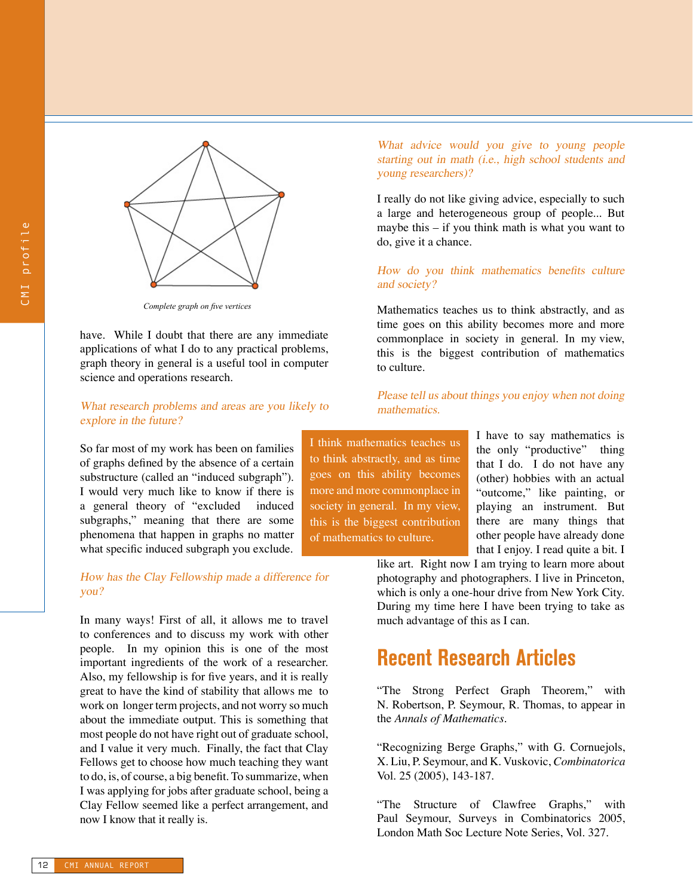Complete graph on five vertices

have. While I doubt that there are any immediate applications of what I do to any practical problems, graph theory in general is a useful tool in computer science and operations research.

*What research problems and areas are you likely to explore in the future?*

So far most of my work has been on families of graphs defined by the absence of a certain substructure (called an "induced subgraph"). I would very much like to know if there is a general theory of "excluded induced subgraphs," meaning that there are some phenomena that happen in graphs no matter what specific induced subgraph you exclude.

*How has the Clay Fellowship made a difference for you?*

In many ways! First of all, it allows me to travel to conferences and to discuss my work with other people. In my opinion this is one of the most important ingredients of the work of a researcher. Also, my fellowship is for five years, and it is really great to have the kind of stability that allows me to work on longer term projects, and not worry so much about the immediate output. This is something that most people do not have right out of graduate school, and I value it very much. Finally, the fact that Clay Fellows get to choose how much teaching they want to do, is, of course, a big benefit. To summarize, when I was applying for jobs after graduate school, being a Clay Fellow seemed like a perfect arrangement, and now I know that it really is.

*What advice would you give to young people starting out in math (i.e., high school students and young researchers)?*

I really do not like giving advice, especially to such a large and heterogeneous group of people... But maybe this – if you think math is what you want to do, give it a chance.

*How do you think mathematics benefits culture and society?*

Mathematics teaches us to think abstractly, and as time goes on this ability becomes more and more commonplace in society in general. In my view, this is the biggest contribution of mathematics to culture.

*Please tell us about things you enjoy when not doing mathematics.*

> I think mathematics teaches us to think abstractly, and as time goes on this ability becomes more and more commonplace in society in general. In my view, this is the biggest contribution of mathematics to culture.

I have to say mathematics is the only "productive" thing that I do. I do not have any (other) hobbies with an actual "outcome," like painting, or playing an instrument. But there are many things that other people have already done that I enjoy. I read quite a bit. I like art. Right now I am trying to learn more about photography and photographers. I live in Princeton, which is only a one-hour drive from New York City. During my time here I have been trying to take as much advantage of this as I can.

## Recent Research Articles

"The Strong Perfect Graph Theorem," with N. Robertson, P. Seymour, R. Thomas, to appear in the *Annals of Mathematics*.

"Recognizing Berge Graphs," with G. Cornuejols, X. Liu, P. Seymour, and K. Vuskovic, *Combinatorica* Vol. 25 (2005), 143-187.

"The Structure of Clawfree Graphs," with Paul Seymour, Surveys in Combinatorics 2005, London Math Soc Lecture Note Series, Vol. 327.